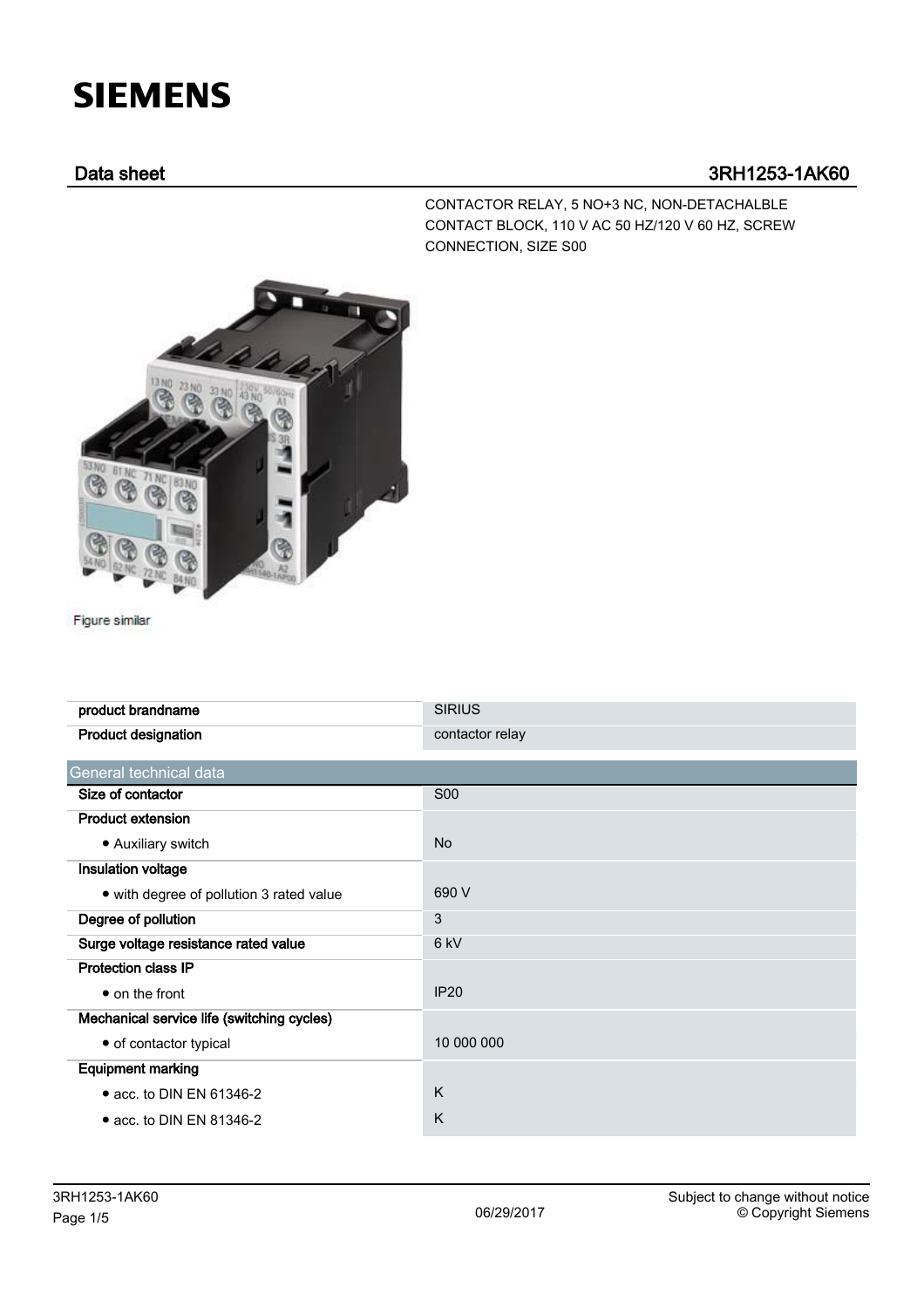# SIEMENS

## Data sheet 3RH1253-1AK60

CONTACTOR RELAY, 5 NO+3 NC, NON-DETACHALBLE CONTACT BLOCK, 110 V AC 50 HZ/120 V 60 HZ, SCREW CONNECTION, SIZE S00

Figure similar

| | |
|---|---|
| **product brandname** | SIRIUS |
| **Product designation** | contactor relay |

| General technical data | |
|---|---|
| **Size of contactor** | S00 |
| **Product extension** | |
| • Auxiliary switch | No |
| **Insulation voltage** | |
| • with degree of pollution 3 rated value | 690 V |
| **Degree of pollution** | 3 |
| **Surge voltage resistance rated value** | 6 kV |
| **Protection class IP** | |
| • on the front | IP20 |
| **Mechanical service life (switching cycles)** | |
| • of contactor typical | 10 000 000 |
| **Equipment marking** | |
| • acc. to DIN EN 61346-2 | K |
| • acc. to DIN EN 81346-2 | K |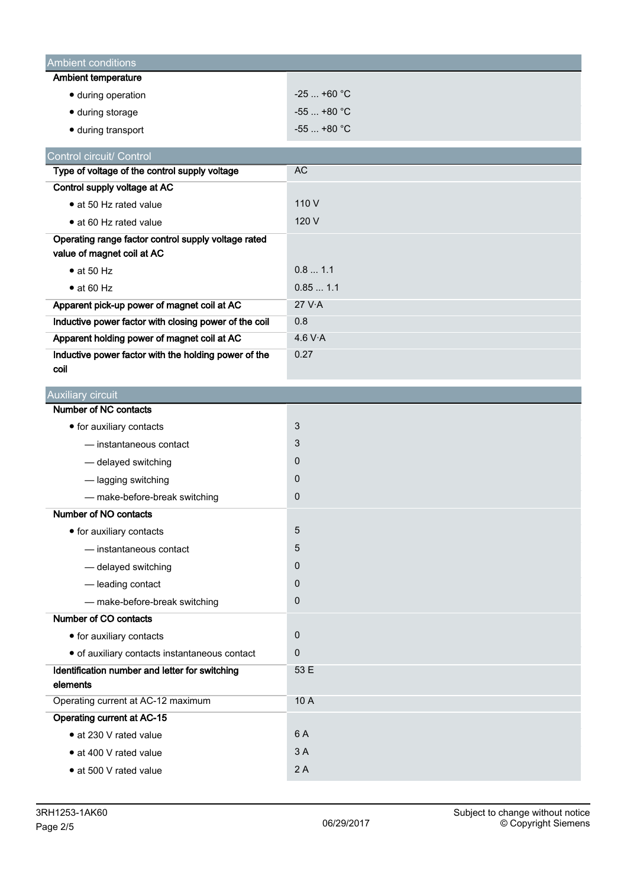## Ambient conditions

| | |
|---|---|
| **Ambient temperature** | |
| • during operation | -25 ... +60 °C |
| • during storage | -55 ... +80 °C |
| • during transport | -55 ... +80 °C |

## Control circuit/ Control

| | |
|---|---|
| **Type of voltage of the control supply voltage** | AC |
| **Control supply voltage at AC** | |
| • at 50 Hz rated value | 110 V |
| • at 60 Hz rated value | 120 V |
| **Operating range factor control supply voltage rated value of magnet coil at AC** | |
| • at 50 Hz | 0.8 ... 1.1 |
| • at 60 Hz | 0.85 ... 1.1 |
| **Apparent pick-up power of magnet coil at AC** | 27 V·A |
| **Inductive power factor with closing power of the coil** | 0.8 |
| **Apparent holding power of magnet coil at AC** | 4.6 V·A |
| **Inductive power factor with the holding power of the coil** | 0.27 |

## Auxiliary circuit

| | |
|---|---|
| **Number of NC contacts** | |
| • for auxiliary contacts | 3 |
| — instantaneous contact | 3 |
| — delayed switching | 0 |
| — lagging switching | 0 |
| — make-before-break switching | 0 |
| **Number of NO contacts** | |
| • for auxiliary contacts | 5 |
| — instantaneous contact | 5 |
| — delayed switching | 0 |
| — leading contact | 0 |
| — make-before-break switching | 0 |
| **Number of CO contacts** | |
| • for auxiliary contacts | 0 |
| • of auxiliary contacts instantaneous contact | 0 |
| **Identification number and letter for switching elements** | 53 E |
| Operating current at AC-12 maximum | 10 A |
| **Operating current at AC-15** | |
| • at 230 V rated value | 6 A |
| • at 400 V rated value | 3 A |
| • at 500 V rated value | 2 A |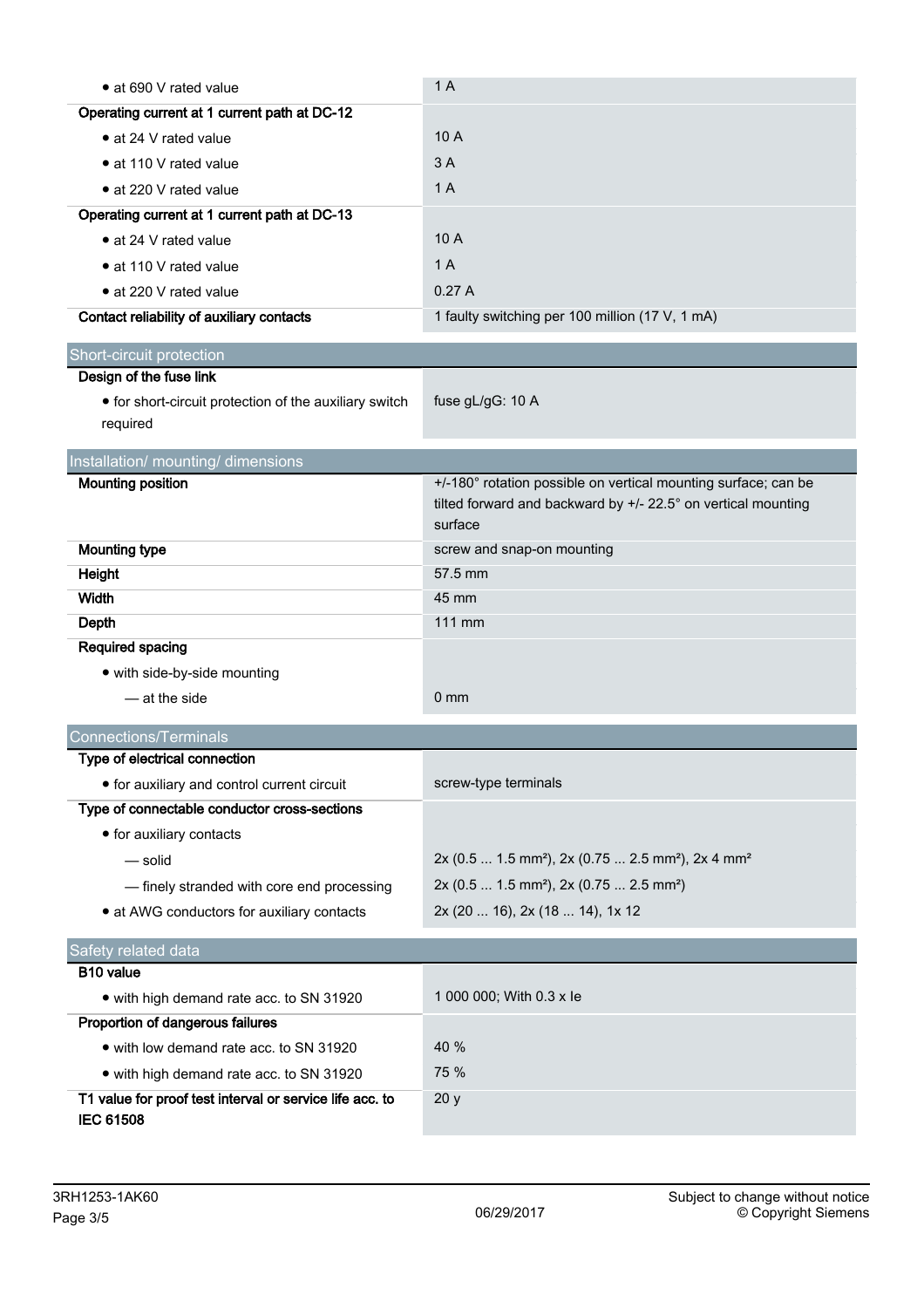| | |
|---|---|
| • at 690 V rated value | 1 A |
| **Operating current at 1 current path at DC-12** | |
| • at 24 V rated value | 10 A |
| • at 110 V rated value | 3 A |
| • at 220 V rated value | 1 A |
| **Operating current at 1 current path at DC-13** | |
| • at 24 V rated value | 10 A |
| • at 110 V rated value | 1 A |
| • at 220 V rated value | 0.27 A |
| **Contact reliability of auxiliary contacts** | 1 faulty switching per 100 million (17 V, 1 mA) |

## Short-circuit protection

| | |
|---|---|
| **Design of the fuse link** | |
| • for short-circuit protection of the auxiliary switch required | fuse gL/gG: 10 A |

## Installation/ mounting/ dimensions

| | |
|---|---|
| **Mounting position** | +/-180° rotation possible on vertical mounting surface; can be tilted forward and backward by +/- 22.5° on vertical mounting surface |
| **Mounting type** | screw and snap-on mounting |
| **Height** | 57.5 mm |
| **Width** | 45 mm |
| **Depth** | 111 mm |
| **Required spacing** | |
| • with side-by-side mounting | |
| — at the side | 0 mm |

## Connections/Terminals

| | |
|---|---|
| **Type of electrical connection** | |
| • for auxiliary and control current circuit | screw-type terminals |
| **Type of connectable conductor cross-sections** | |
| • for auxiliary contacts | |
| — solid | 2x (0.5 ... 1.5 mm²), 2x (0.75 ... 2.5 mm²), 2x 4 mm² |
| — finely stranded with core end processing | 2x (0.5 ... 1.5 mm²), 2x (0.75 ... 2.5 mm²) |
| • at AWG conductors for auxiliary contacts | 2x (20 ... 16), 2x (18 ... 14), 1x 12 |

## Safety related data

| | |
|---|---|
| **B10 value** | |
| • with high demand rate acc. to SN 31920 | 1 000 000; With 0.3 x Ie |
| **Proportion of dangerous failures** | |
| • with low demand rate acc. to SN 31920 | 40 % |
| • with high demand rate acc. to SN 31920 | 75 % |
| **T1 value for proof test interval or service life acc. to IEC 61508** | 20 y |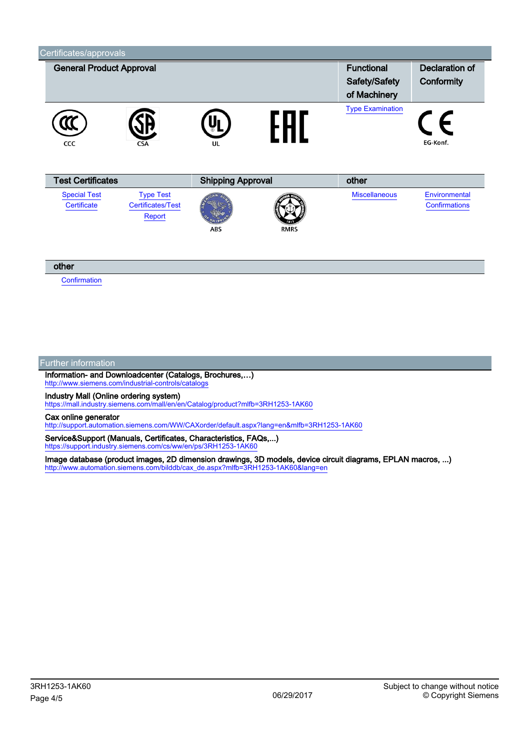## Certificates/approvals

| General Product Approval | | | | Functional Safety/Safety of Machinery | Declaration of Conformity |
|---|---|---|---|---|---|
| CCC | CSA | UL | EAC | Type Examination | EG-Konf. |

| Test Certificates | | Shipping Approval | | other | |
|---|---|---|---|---|---|
| Special Test Certificate | Type Test Certificates/Test Report | ABS | RMRS | Miscellaneous | Environmental Confirmations |

| other |
|---|
| Confirmation |

## Further information

**Information- and Downloadcenter (Catalogs, Brochures,…)**
http://www.siemens.com/industrial-controls/catalogs

**Industry Mall (Online ordering system)**
https://mall.industry.siemens.com/mall/en/en/Catalog/product?mlfb=3RH1253-1AK60

**Cax online generator**
http://support.automation.siemens.com/WW/CAXorder/default.aspx?lang=en&mlfb=3RH1253-1AK60

**Service&Support (Manuals, Certificates, Characteristics, FAQs,...)**
https://support.industry.siemens.com/cs/ww/en/ps/3RH1253-1AK60

**Image database (product images, 2D dimension drawings, 3D models, device circuit diagrams, EPLAN macros, ...)**
http://www.automation.siemens.com/bilddb/cax_de.aspx?mlfb=3RH1253-1AK60&lang=en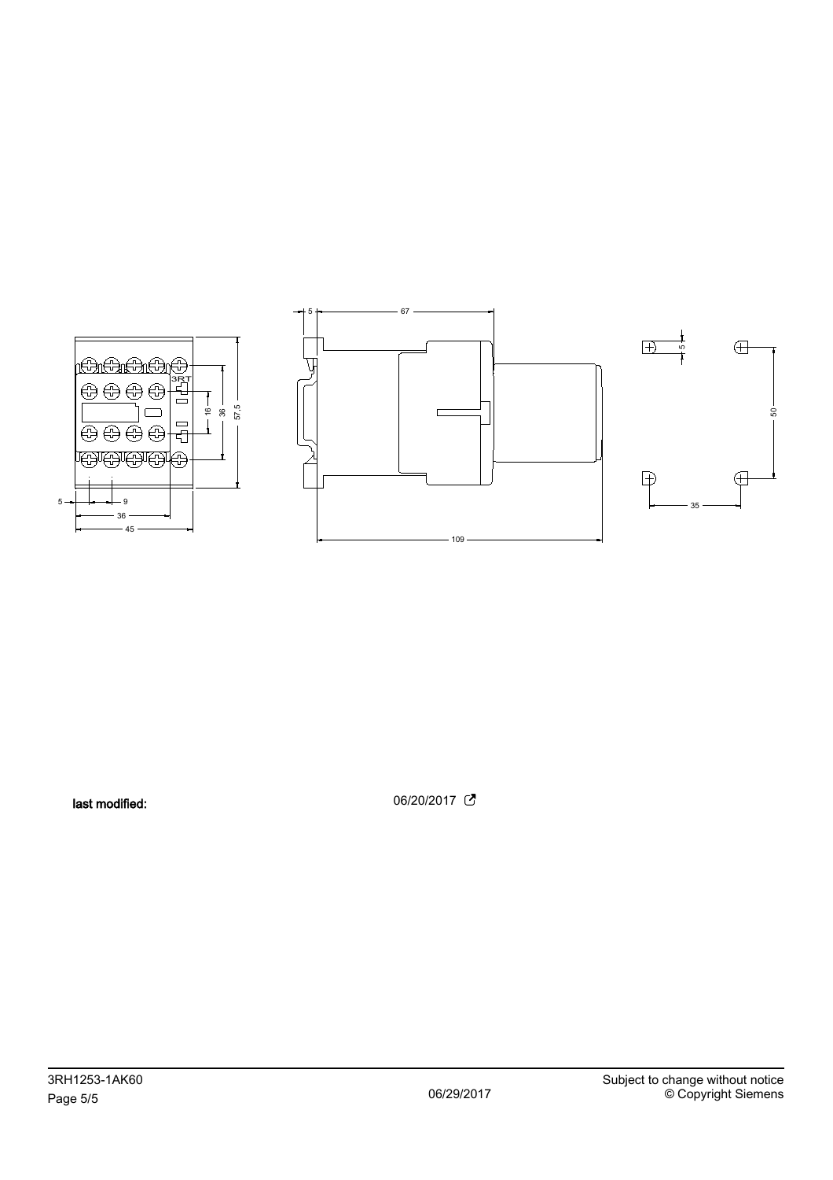3RT

5

67

5

16

36

57,5

50

5

9

36

45

109

35

**last modified:** 06/20/2017